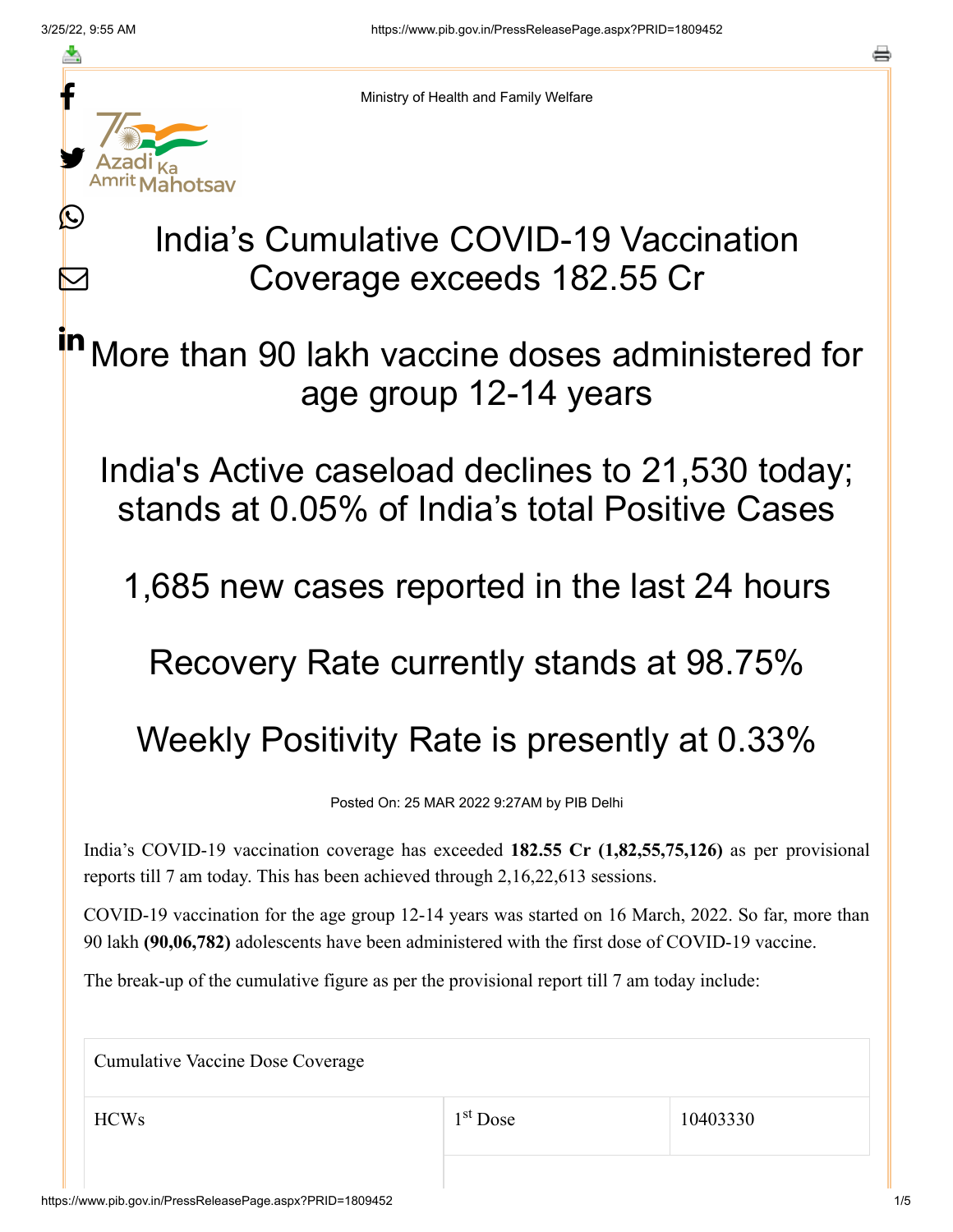Ministry of Health and Family Welfare

# India's Cumulative COVID-19 Vaccination Coverage exceeds 182.55 Cr

## More than 90 lakh vaccine doses administered for age group 12-14 years

## India's Active caseload declines to 21,530 today; stands at 0.05% of India's total Positive Cases

## 1,685 new cases reported in the last 24 hours

## Recovery Rate currently stands at 98.75%

## Weekly Positivity Rate is presently at 0.33%

Posted On: 25 MAR 2022 9:27AM by PIB Delhi

India's COVID-19 vaccination coverage has exceeded **182.55 Cr (1,82,55,75,126)** as per provisional reports till 7 am today. This has been achieved through 2,16,22,613 sessions.

COVID-19 vaccination for the age group 12-14 years was started on 16 March, 2022. So far, more than 90 lakh **(90,06,782)** adolescents have been administered with the first dose of COVID-19 vaccine.

The break-up of the cumulative figure as per the provisional report till 7 am today include:

| Cumulative Vaccine Dose Coverage | | |
|---|---|---|
| HCWs | 1st Dose | 10403330 |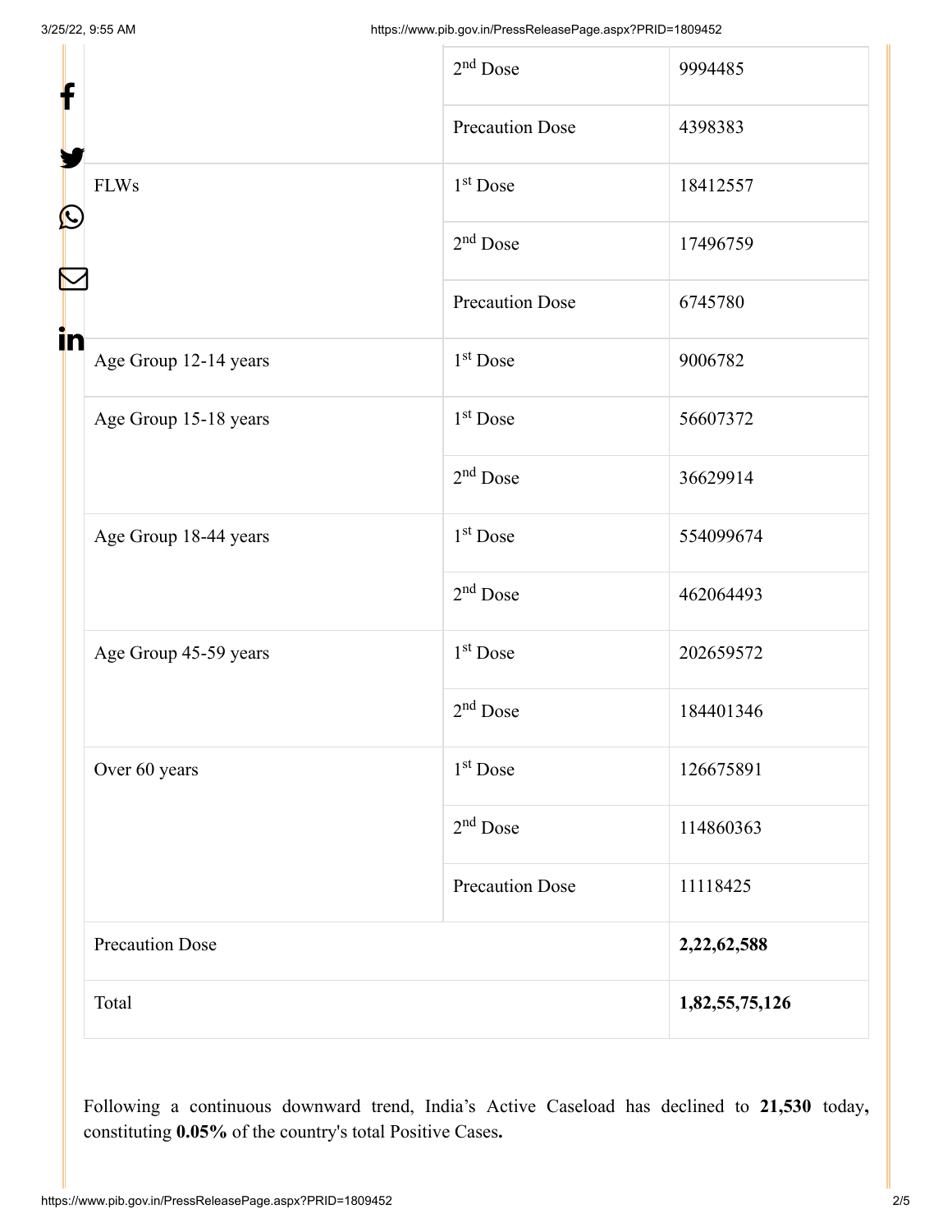| | | |
|---|---|---|
| | 2nd Dose | 9994485 |
| | Precaution Dose | 4398383 |
| FLWs | 1st Dose | 18412557 |
| | 2nd Dose | 17496759 |
| | Precaution Dose | 6745780 |
| Age Group 12-14 years | 1st Dose | 9006782 |
| Age Group 15-18 years | 1st Dose | 56607372 |
| | 2nd Dose | 36629914 |
| Age Group 18-44 years | 1st Dose | 554099674 |
| | 2nd Dose | 462064493 |
| Age Group 45-59 years | 1st Dose | 202659572 |
| | 2nd Dose | 184401346 |
| Over 60 years | 1st Dose | 126675891 |
| | 2nd Dose | 114860363 |
| | Precaution Dose | 11118425 |
| Precaution Dose | | **2,22,62,588** |
| Total | | **1,82,55,75,126** |

Following a continuous downward trend, India's Active Caseload has declined to **21,530** today**,** constituting **0.05%** of the country's total Positive Cases**.**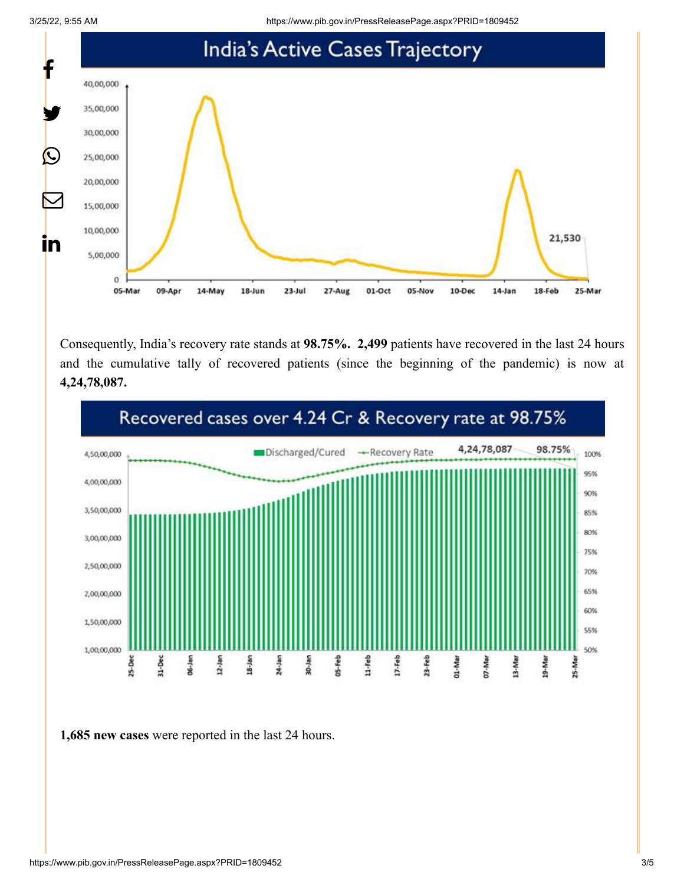Consequently, India's recovery rate stands at **98.75%.** **2,499** patients have recovered in the last 24 hours and the cumulative tally of recovered patients (since the beginning of the pandemic) is now at **4,24,78,087.**

**1,685 new cases** were reported in the last 24 hours.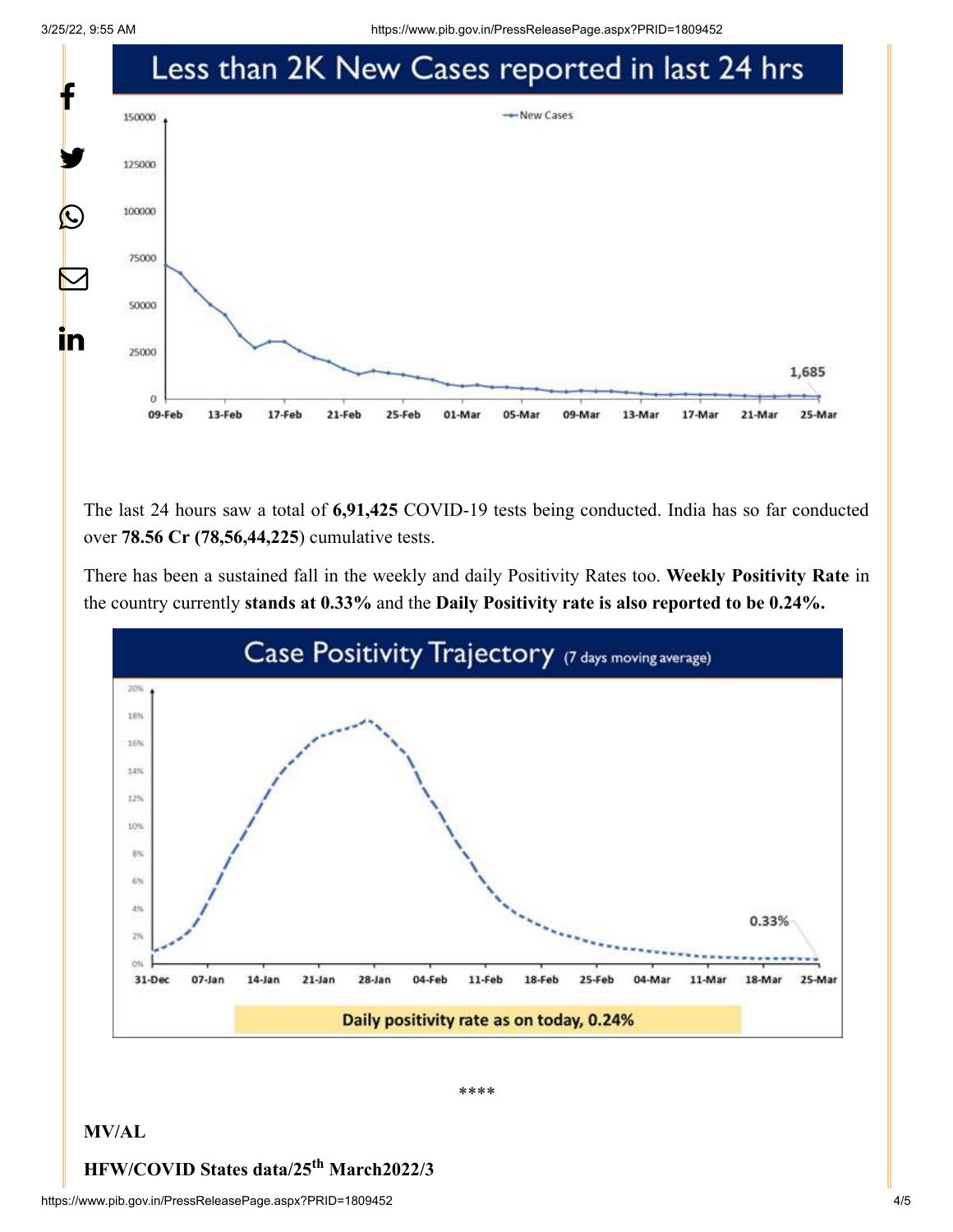## Less than 2K New Cases reported in last 24 hrs

The last 24 hours saw a total of **6,91,425** COVID-19 tests being conducted. India has so far conducted over **78.56 Cr (78,56,44,225**) cumulative tests.

There has been a sustained fall in the weekly and daily Positivity Rates too. **Weekly Positivity Rate** in the country currently **stands at 0.33%** and the **Daily Positivity rate is also reported to be 0.24%.**

## Case Positivity Trajectory (7 days moving average)

Daily positivity rate as on today, 0.24%

****

**MV/AL**

**HFW/COVID States data/25th March2022/3**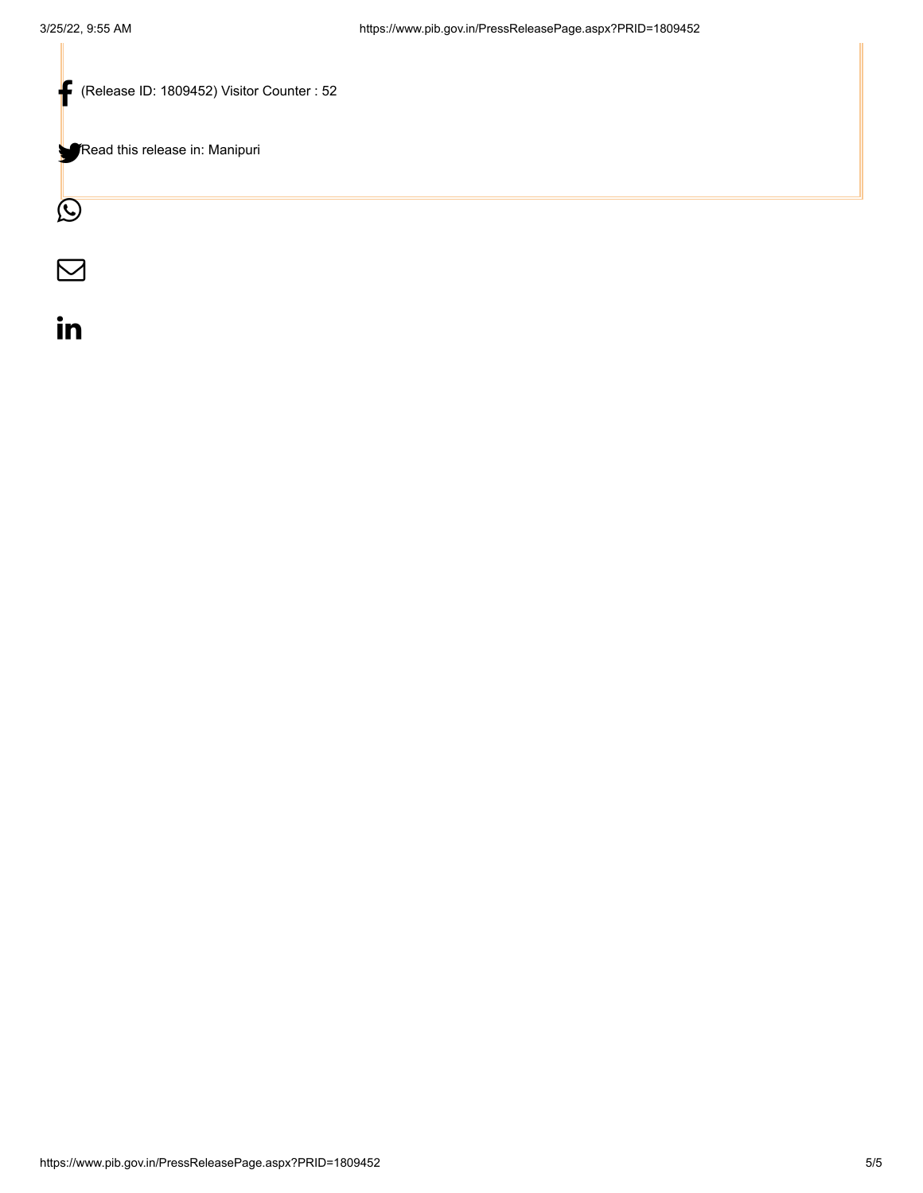(Release ID: 1809452) Visitor Counter : 52

Read this release in: Manipuri